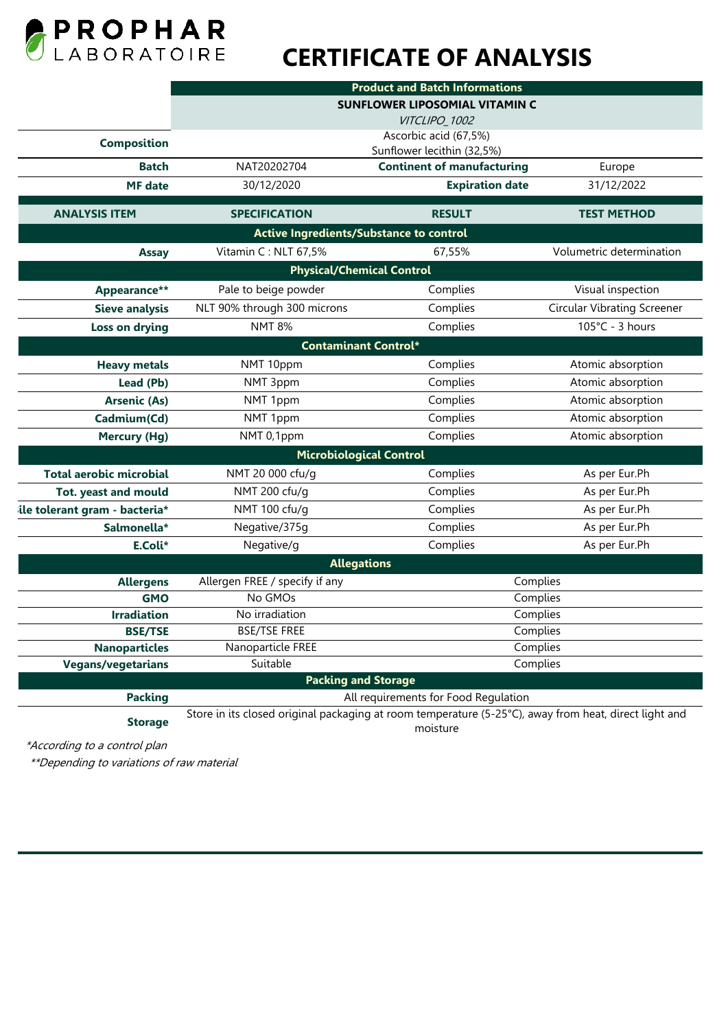PROPHAR LABORATOIRE

# CERTIFICATE OF ANALYSIS

| | Product and Batch Informations | | |
|---|---|---|---|
| | SUNFLOWER LIPOSOMIAL VITAMIN C | | |
| | *VITCLIPO_1002* | | |
| **Composition** | Ascorbic acid (67,5%)<br>Sunflower lecithin (32,5%) | | |
| **Batch** | NAT20202704 | **Continent of manufacturing** | Europe |
| **MF date** | 30/12/2020 | **Expiration date** | 31/12/2022 |

| ANALYSIS ITEM | SPECIFICATION | RESULT | TEST METHOD |
|---|---|---|---|
| **Active Ingredients/Substance to control** | | | |
| **Assay** | Vitamin C : NLT 67,5% | 67,55% | Volumetric determination |
| **Physical/Chemical Control** | | | |
| **Appearance**** | Pale to beige powder | Complies | Visual inspection |
| **Sieve analysis** | NLT 90% through 300 microns | Complies | Circular Vibrating Screener |
| **Loss on drying** | NMT 8% | Complies | 105°C - 3 hours |
| **Contaminant Control*** | | | |
| **Heavy metals** | NMT 10ppm | Complies | Atomic absorption |
| **Lead (Pb)** | NMT 3ppm | Complies | Atomic absorption |
| **Arsenic (As)** | NMT 1ppm | Complies | Atomic absorption |
| **Cadmium(Cd)** | NMT 1ppm | Complies | Atomic absorption |
| **Mercury (Hg)** | NMT 0,1ppm | Complies | Atomic absorption |
| **Microbiological Control** | | | |
| **Total aerobic microbial** | NMT 20 000 cfu/g | Complies | As per Eur.Ph |
| **Tot. yeast and mould** | NMT 200 cfu/g | Complies | As per Eur.Ph |
| **ile tolerant gram - bacteria*** | NMT 100 cfu/g | Complies | As per Eur.Ph |
| **Salmonella*** | Negative/375g | Complies | As per Eur.Ph |
| **E.Coli*** | Negative/g | Complies | As per Eur.Ph |
| **Allegations** | | | |
| **Allergens** | Allergen FREE / specify if any | Complies | |
| **GMO** | No GMOs | Complies | |
| **Irradiation** | No irradiation | Complies | |
| **BSE/TSE** | BSE/TSE FREE | Complies | |
| **Nanoparticles** | Nanoparticle FREE | Complies | |
| **Vegans/vegetarians** | Suitable | Complies | |
| **Packing and Storage** | | | |
| **Packing** | All requirements for Food Regulation | | |
| **Storage** | Store in its closed original packaging at room temperature (5-25°C), away from heat, direct light and moisture | | |

*According to a control plan

**Depending to variations of raw material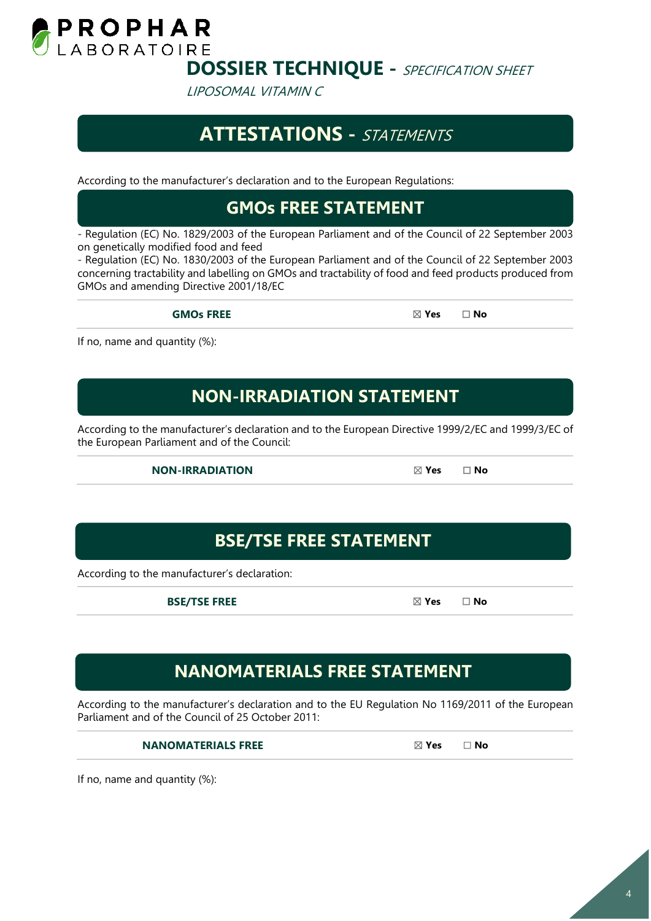**PROPHAR**
LABORATOIRE

# DOSSIER TECHNIQUE - *SPECIFICATION SHEET*

*LIPOSOMAL VITAMIN C*

## ATTESTATIONS - *STATEMENTS*

According to the manufacturer's declaration and to the European Regulations:

## GMOs FREE STATEMENT

- Regulation (EC) No. 1829/2003 of the European Parliament and of the Council of 22 September 2003 on genetically modified food and feed
- Regulation (EC) No. 1830/2003 of the European Parliament and of the Council of 22 September 2003 concerning tractability and labelling on GMOs and tractability of food and feed products produced from GMOs and amending Directive 2001/18/EC

| GMOs FREE | ☒ Yes | ☐ No |
|---|---|---|

If no, name and quantity (%):

## NON-IRRADIATION STATEMENT

According to the manufacturer's declaration and to the European Directive 1999/2/EC and 1999/3/EC of the European Parliament and of the Council:

| NON-IRRADIATION | ☒ Yes | ☐ No |
|---|---|---|

## BSE/TSE FREE STATEMENT

According to the manufacturer's declaration:

| BSE/TSE FREE | ☒ Yes | ☐ No |
|---|---|---|

## NANOMATERIALS FREE STATEMENT

According to the manufacturer's declaration and to the EU Regulation No 1169/2011 of the European Parliament and of the Council of 25 October 2011:

| NANOMATERIALS FREE | ☒ Yes | ☐ No |
|---|---|---|

If no, name and quantity (%):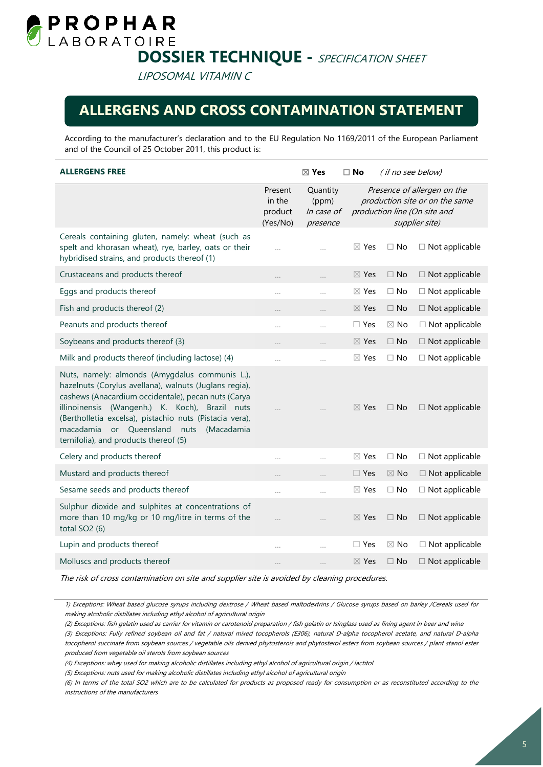# PROPHAR LABORATOIRE

## DOSSIER TECHNIQUE - *SPECIFICATION SHEET*

*LIPOSOMAL VITAMIN C*

## ALLERGENS AND CROSS CONTAMINATION STATEMENT

According to the manufacturer's declaration and to the EU Regulation No 1169/2011 of the European Parliament and of the Council of 25 October 2011, this product is:

| **ALLERGENS FREE** | | ☒ **Yes** | ☐ **No** *( if no see below)* |
|---|---|---|---|
| | Present in the product (Yes/No) | Quantity (ppm) *In case of presence* | *Presence of allergen on the production site or on the same production line (On site and supplier site)* |
| Cereals containing gluten, namely: wheat (such as spelt and khorasan wheat), rye, barley, oats or their hybridised strains, and products thereof (1) | … | … | ☒ Yes ☐ No ☐ Not applicable |
| Crustaceans and products thereof | … | … | ☒ Yes ☐ No ☐ Not applicable |
| Eggs and products thereof | … | … | ☒ Yes ☐ No ☐ Not applicable |
| Fish and products thereof (2) | … | … | ☒ Yes ☐ No ☐ Not applicable |
| Peanuts and products thereof | … | … | ☐ Yes ☒ No ☐ Not applicable |
| Soybeans and products thereof (3) | … | … | ☒ Yes ☐ No ☐ Not applicable |
| Milk and products thereof (including lactose) (4) | … | … | ☒ Yes ☐ No ☐ Not applicable |
| Nuts, namely: almonds (Amygdalus communis L.), hazelnuts (Corylus avellana), walnuts (Juglans regia), cashews (Anacardium occidentale), pecan nuts (Carya illinoinensis (Wangenh.) K. Koch), Brazil nuts (Bertholletia excelsa), pistachio nuts (Pistacia vera), macadamia or Queensland nuts (Macadamia ternifolia), and products thereof (5) | … | … | ☒ Yes ☐ No ☐ Not applicable |
| Celery and products thereof | … | … | ☒ Yes ☐ No ☐ Not applicable |
| Mustard and products thereof | … | … | ☐ Yes ☒ No ☐ Not applicable |
| Sesame seeds and products thereof | … | … | ☒ Yes ☐ No ☐ Not applicable |
| Sulphur dioxide and sulphites at concentrations of more than 10 mg/kg or 10 mg/litre in terms of the total SO2 (6) | … | … | ☒ Yes ☐ No ☐ Not applicable |
| Lupin and products thereof | … | … | ☐ Yes ☒ No ☐ Not applicable |
| Molluscs and products thereof | … | … | ☒ Yes ☐ No ☐ Not applicable |

*The risk of cross contamination on site and supplier site is avoided by cleaning procedures.*

*1) Exceptions: Wheat based glucose syrups including dextrose / Wheat based maltodextrins / Glucose syrups based on barley /Cereals used for making alcoholic distillates including ethyl alcohol of agricultural origin*

*(2) Exceptions: fish gelatin used as carrier for vitamin or carotenoid preparation / fish gelatin or Isinglass used as fining agent in beer and wine*

*(3) Exceptions: Fully refined soybean oil and fat / natural mixed tocopherols (E306), natural D-alpha tocopherol acetate, and natural D-alpha tocopherol succinate from soybean sources / vegetable oils derived phytosterols and phytosterol esters from soybean sources / plant stanol ester produced from vegetable oil sterols from soybean sources*

*(4) Exceptions: whey used for making alcoholic distillates including ethyl alcohol of agricultural origin / lactitol*

*(5) Exceptions: nuts used for making alcoholic distillates including ethyl alcohol of agricultural origin*

*(6) In terms of the total SO2 which are to be calculated for products as proposed ready for consumption or as reconstituted according to the instructions of the manufacturers*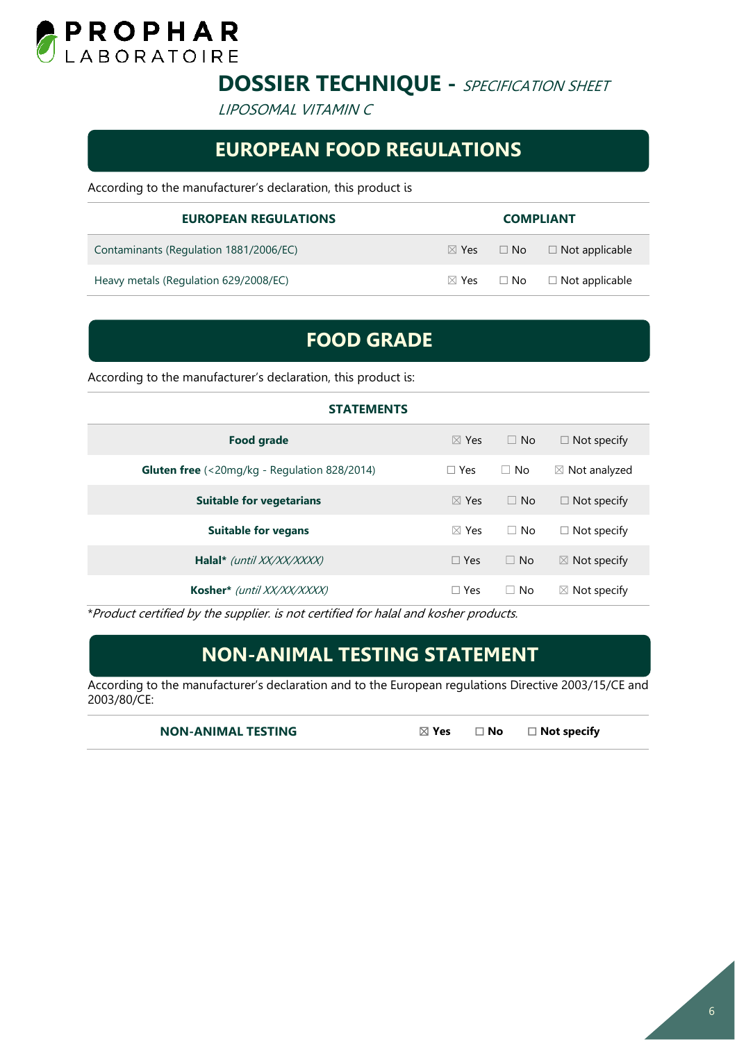# DOSSIER TECHNIQUE - *SPECIFICATION SHEET*

*LIPOSOMAL VITAMIN C*

## EUROPEAN FOOD REGULATIONS

According to the manufacturer's declaration, this product is

| EUROPEAN REGULATIONS | COMPLIANT | | |
|---|---|---|---|
| Contaminants (Regulation 1881/2006/EC) | ☒ Yes | ☐ No | ☐ Not applicable |
| Heavy metals (Regulation 629/2008/EC) | ☒ Yes | ☐ No | ☐ Not applicable |

## FOOD GRADE

According to the manufacturer's declaration, this product is:

| STATEMENTS | | | |
|---|---|---|---|
| **Food grade** | ☒ Yes | ☐ No | ☐ Not specify |
| **Gluten free** (<20mg/kg - Regulation 828/2014) | ☐ Yes | ☐ No | ☒ Not analyzed |
| **Suitable for vegetarians** | ☒ Yes | ☐ No | ☐ Not specify |
| **Suitable for vegans** | ☒ Yes | ☐ No | ☐ Not specify |
| **Halal*** *(until XX/XX/XXXX)* | ☐ Yes | ☐ No | ☒ Not specify |
| **Kosher*** *(until XX/XX/XXXX)* | ☐ Yes | ☐ No | ☒ Not specify |

*Product certified by the supplier. is not certified for halal and kosher products.

## NON-ANIMAL TESTING STATEMENT

According to the manufacturer's declaration and to the European regulations Directive 2003/15/CE and 2003/80/CE:

| NON-ANIMAL TESTING | ☒ Yes | ☐ No | ☐ Not specify |
|---|---|---|---|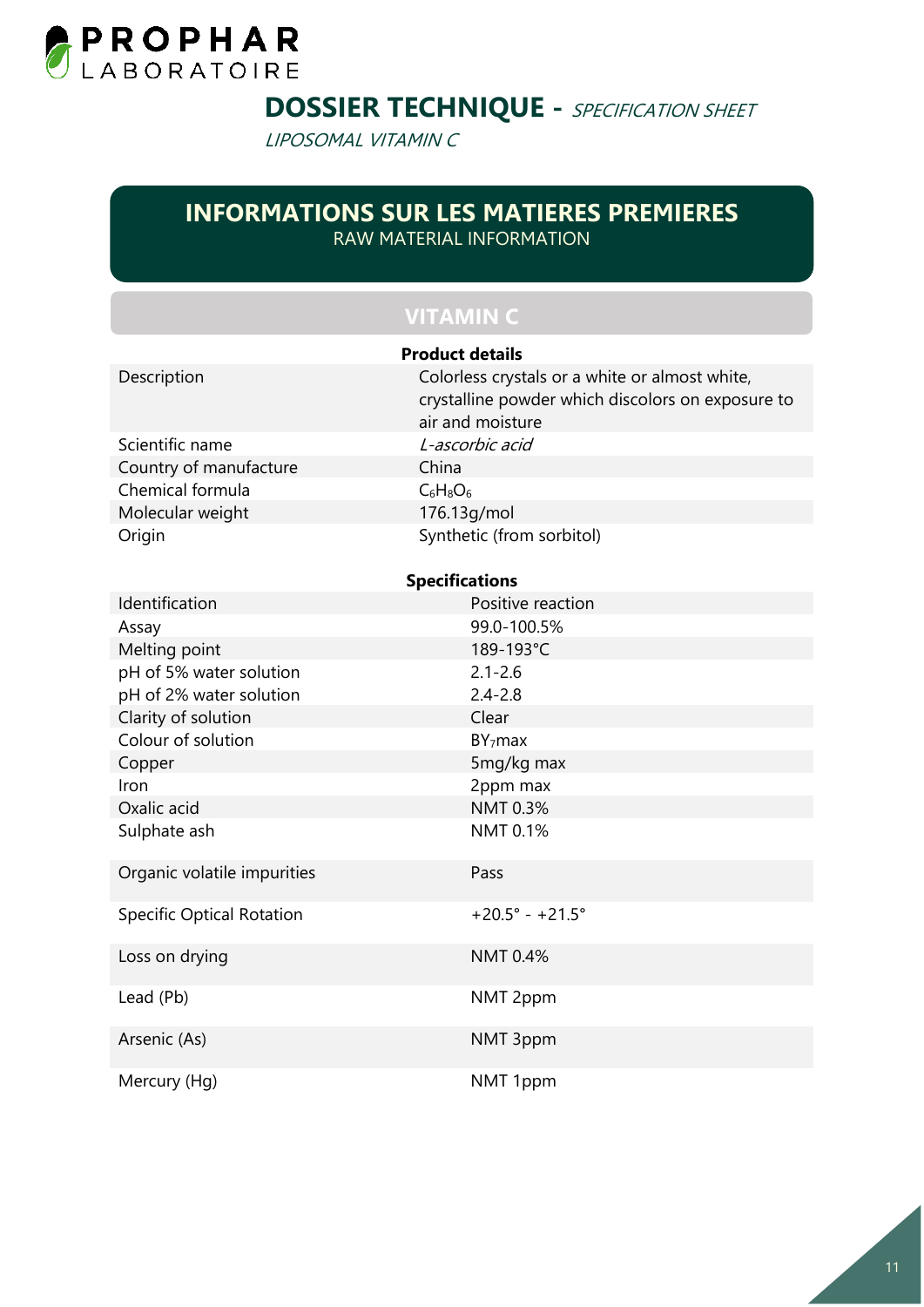# PROPHAR LABORATOIRE

## DOSSIER TECHNIQUE - *SPECIFICATION SHEET*

*LIPOSOMAL VITAMIN C*

## INFORMATIONS SUR LES MATIERES PREMIERES

RAW MATERIAL INFORMATION

### VITAMIN C

| Product details | |
|---|---|
| Description | Colorless crystals or a white or almost white, crystalline powder which discolors on exposure to air and moisture |
| Scientific name | *L-ascorbic acid* |
| Country of manufacture | China |
| Chemical formula | $C_6H_8O_6$ |
| Molecular weight | 176.13g/mol |
| Origin | Synthetic (from sorbitol) |

| Specifications | |
|---|---|
| Identification | Positive reaction |
| Assay | 99.0-100.5% |
| Melting point | 189-193°C |
| pH of 5% water solution | 2.1-2.6 |
| pH of 2% water solution | 2.4-2.8 |
| Clarity of solution | Clear |
| Colour of solution | $BY_7$max |
| Copper | 5mg/kg max |
| Iron | 2ppm max |
| Oxalic acid | NMT 0.3% |
| Sulphate ash | NMT 0.1% |
| Organic volatile impurities | Pass |
| Specific Optical Rotation | +20.5° - +21.5° |
| Loss on drying | NMT 0.4% |
| Lead (Pb) | NMT 2ppm |
| Arsenic (As) | NMT 3ppm |
| Mercury (Hg) | NMT 1ppm |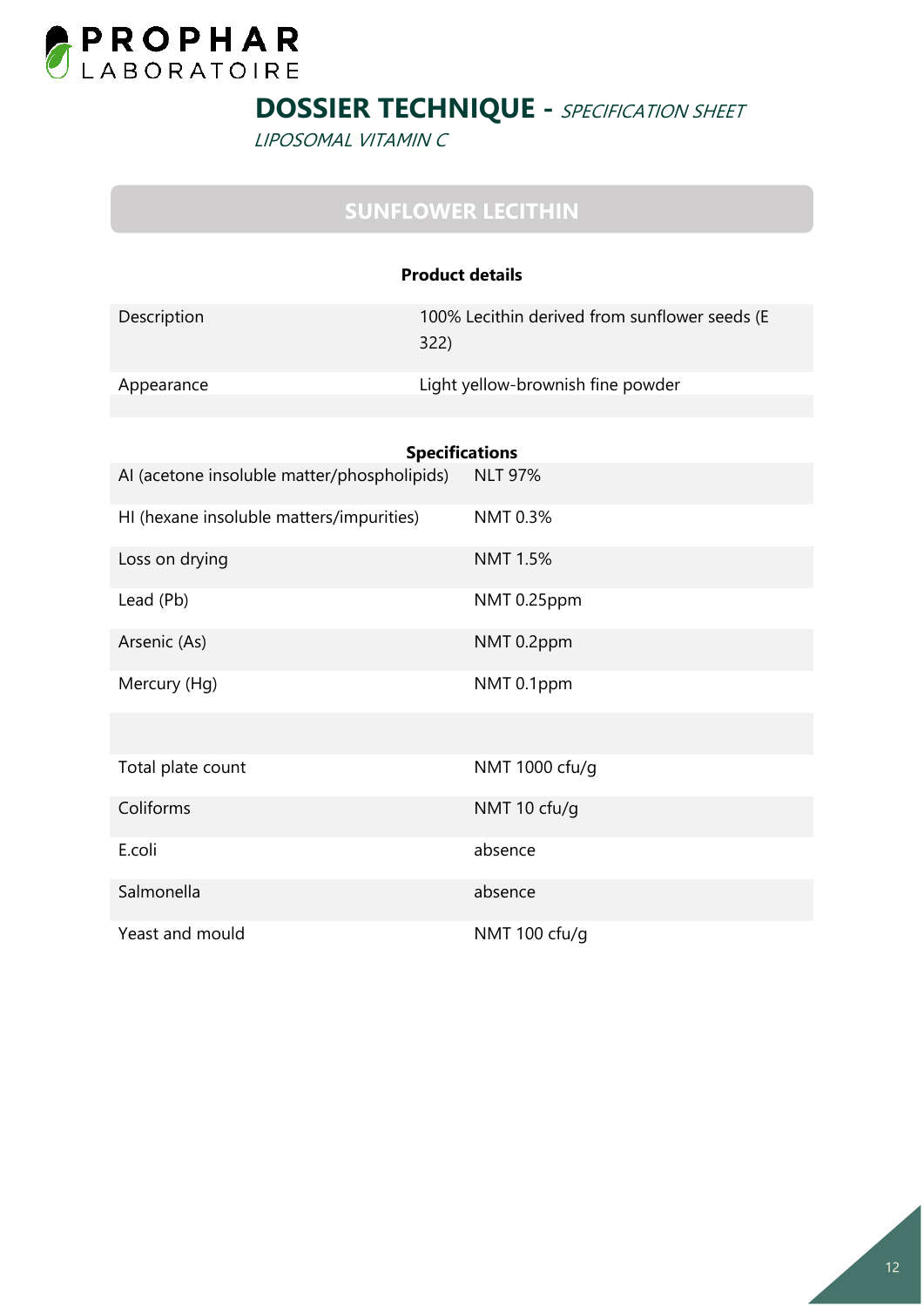# DOSSIER TECHNIQUE - *SPECIFICATION SHEET*

*LIPOSOMAL VITAMIN C*

## SUNFLOWER LECITHIN

**Product details**

| | |
|---|---|
| Description | 100% Lecithin derived from sunflower seeds (E 322) |
| Appearance | Light yellow-brownish fine powder |

**Specifications**

| | |
|---|---|
| AI (acetone insoluble matter/phospholipids) | NLT 97% |
| HI (hexane insoluble matters/impurities) | NMT 0.3% |
| Loss on drying | NMT 1.5% |
| Lead (Pb) | NMT 0.25ppm |
| Arsenic (As) | NMT 0.2ppm |
| Mercury (Hg) | NMT 0.1ppm |
| | |
| Total plate count | NMT 1000 cfu/g |
| Coliforms | NMT 10 cfu/g |
| E.coli | absence |
| Salmonella | absence |
| Yeast and mould | NMT 100 cfu/g |